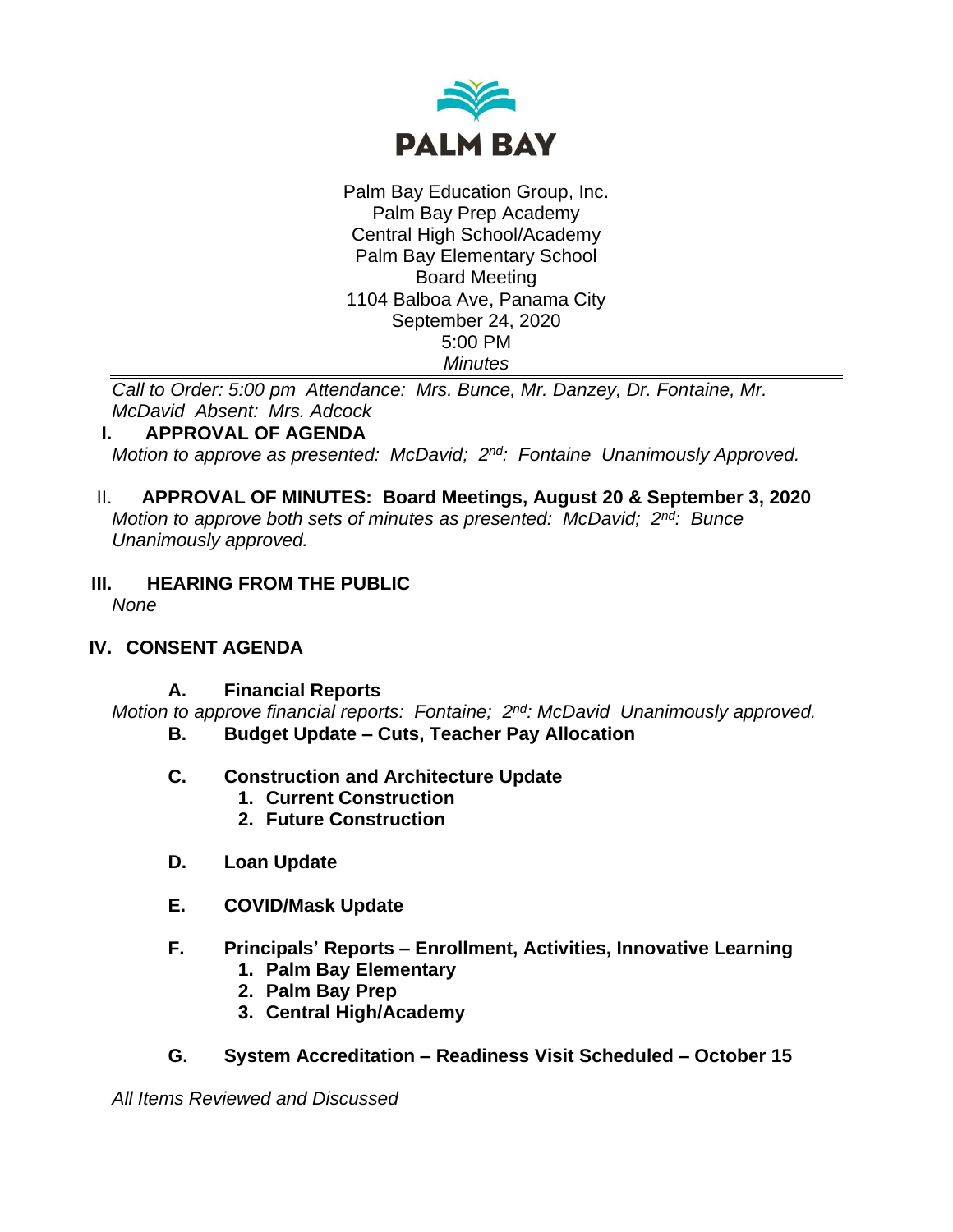**PALM BAY**

Palm Bay Education Group, Inc.
Palm Bay Prep Academy
Central High School/Academy
Palm Bay Elementary School
Board Meeting
1104 Balboa Ave, Panama City
September 24, 2020
5:00 PM
*Minutes*

---

*Call to Order: 5:00 pm Attendance: Mrs. Bunce, Mr. Danzey, Dr. Fontaine, Mr. McDavid Absent: Mrs. Adcock*

**I. APPROVAL OF AGENDA**

*Motion to approve as presented: McDavid; 2nd: Fontaine Unanimously Approved.*

**II. APPROVAL OF MINUTES: Board Meetings, August 20 & September 3, 2020**

*Motion to approve both sets of minutes as presented: McDavid; 2nd: Bunce Unanimously approved.*

**III. HEARING FROM THE PUBLIC**

*None*

**IV. CONSENT AGENDA**

**A. Financial Reports**

*Motion to approve financial reports: Fontaine; 2nd: McDavid Unanimously approved.*

**B. Budget Update – Cuts, Teacher Pay Allocation**

**C. Construction and Architecture Update**

1. **Current Construction**
2. **Future Construction**

**D. Loan Update**

**E. COVID/Mask Update**

**F. Principals' Reports – Enrollment, Activities, Innovative Learning**

1. **Palm Bay Elementary**
2. **Palm Bay Prep**
3. **Central High/Academy**

**G. System Accreditation – Readiness Visit Scheduled – October 15**

*All Items Reviewed and Discussed*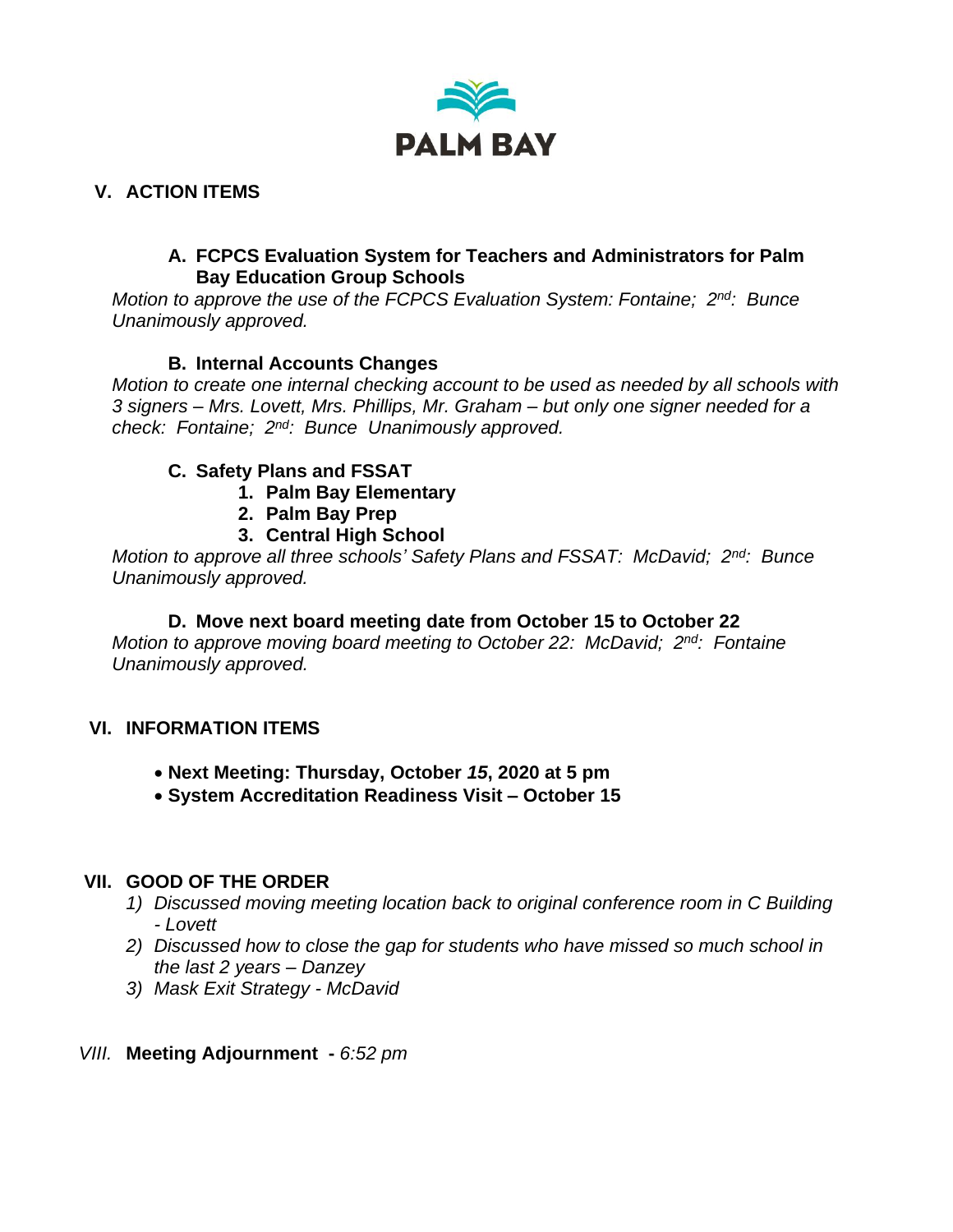PALM BAY

## V. ACTION ITEMS

### A. FCPCS Evaluation System for Teachers and Administrators for Palm Bay Education Group Schools

*Motion to approve the use of the FCPCS Evaluation System: Fontaine; 2nd: Bunce Unanimously approved.*

### B. Internal Accounts Changes

*Motion to create one internal checking account to be used as needed by all schools with 3 signers – Mrs. Lovett, Mrs. Phillips, Mr. Graham – but only one signer needed for a check: Fontaine; 2nd: Bunce Unanimously approved.*

### C. Safety Plans and FSSAT

1. **Palm Bay Elementary**
2. **Palm Bay Prep**
3. **Central High School**

*Motion to approve all three schools' Safety Plans and FSSAT: McDavid; 2nd: Bunce Unanimously approved.*

### D. Move next board meeting date from October 15 to October 22

*Motion to approve moving board meeting to October 22: McDavid; 2nd: Fontaine Unanimously approved.*

## VI. INFORMATION ITEMS

- **Next Meeting: Thursday, October *15*, 2020 at 5 pm**
- **System Accreditation Readiness Visit – October 15**

## VII. GOOD OF THE ORDER

1) *Discussed moving meeting location back to original conference room in C Building - Lovett*
2) *Discussed how to close the gap for students who have missed so much school in the last 2 years – Danzey*
3) *Mask Exit Strategy - McDavid*

*VIII.* **Meeting Adjournment -** *6:52 pm*